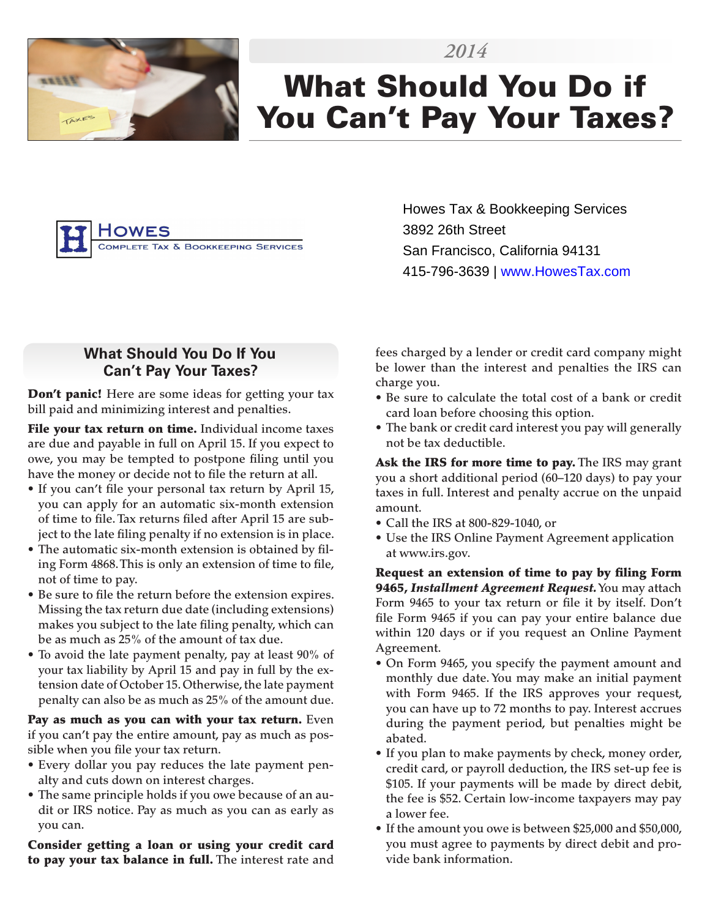2014

# What Should You Do if You Can't Pay Your Taxes?

HOWES
COMPLETE TAX & BOOKKEEPING SERVICES

Howes Tax & Bookkeeping Services
3892 26th Street
San Francisco, California 94131
415-796-3639 | www.HowesTax.com

## What Should You Do If You Can't Pay Your Taxes?

**Don't panic!** Here are some ideas for getting your tax bill paid and minimizing interest and penalties.

**File your tax return on time.** Individual income taxes are due and payable in full on April 15. If you expect to owe, you may be tempted to postpone filing until you have the money or decide not to file the return at all.

- If you can't file your personal tax return by April 15, you can apply for an automatic six-month extension of time to file. Tax returns filed after April 15 are subject to the late filing penalty if no extension is in place.
- The automatic six-month extension is obtained by filing Form 4868. This is only an extension of time to file, not of time to pay.
- Be sure to file the return before the extension expires. Missing the tax return due date (including extensions) makes you subject to the late filing penalty, which can be as much as 25% of the amount of tax due.
- To avoid the late payment penalty, pay at least 90% of your tax liability by April 15 and pay in full by the extension date of October 15. Otherwise, the late payment penalty can also be as much as 25% of the amount due.

**Pay as much as you can with your tax return.** Even if you can't pay the entire amount, pay as much as possible when you file your tax return.

- Every dollar you pay reduces the late payment penalty and cuts down on interest charges.
- The same principle holds if you owe because of an audit or IRS notice. Pay as much as you can as early as you can.

**Consider getting a loan or using your credit card to pay your tax balance in full.** The interest rate and fees charged by a lender or credit card company might be lower than the interest and penalties the IRS can charge you.

- Be sure to calculate the total cost of a bank or credit card loan before choosing this option.
- The bank or credit card interest you pay will generally not be tax deductible.

**Ask the IRS for more time to pay.** The IRS may grant you a short additional period (60–120 days) to pay your taxes in full. Interest and penalty accrue on the unpaid amount.

- Call the IRS at 800-829-1040, or
- Use the IRS Online Payment Agreement application at www.irs.gov.

**Request an extension of time to pay by filing Form 9465, *Installment Agreement Request*.** You may attach Form 9465 to your tax return or file it by itself. Don't file Form 9465 if you can pay your entire balance due within 120 days or if you request an Online Payment Agreement.

- On Form 9465, you specify the payment amount and monthly due date. You may make an initial payment with Form 9465. If the IRS approves your request, you can have up to 72 months to pay. Interest accrues during the payment period, but penalties might be abated.
- If you plan to make payments by check, money order, credit card, or payroll deduction, the IRS set-up fee is $105. If your payments will be made by direct debit, the fee is $52. Certain low-income taxpayers may pay a lower fee.
- If the amount you owe is between $25,000 and $50,000, you must agree to payments by direct debit and provide bank information.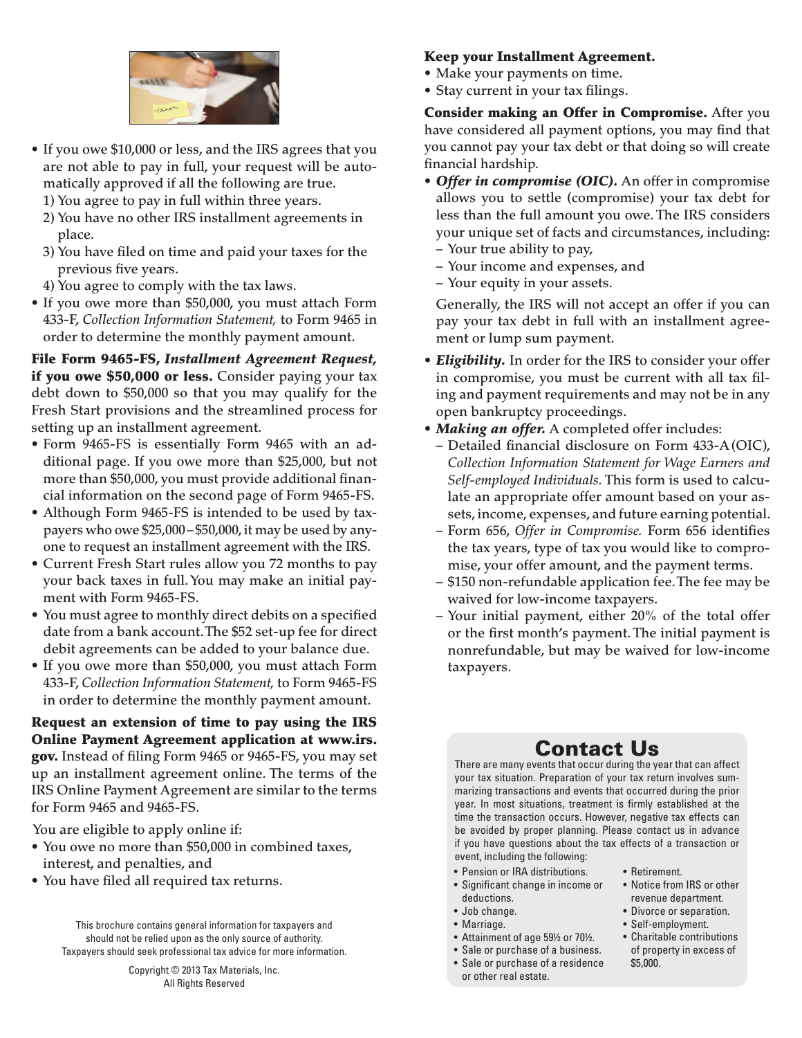- If you owe $10,000 or less, and the IRS agrees that you are not able to pay in full, your request will be automatically approved if all the following are true.
  1) You agree to pay in full within three years.
  2) You have no other IRS installment agreements in place.
  3) You have filed on time and paid your taxes for the previous five years.
  4) You agree to comply with the tax laws.
- If you owe more than $50,000, you must attach Form 433-F, *Collection Information Statement,* to Form 9465 in order to determine the monthly payment amount.

**File Form 9465-FS, *Installment Agreement Request,* if you owe $50,000 or less.** Consider paying your tax debt down to $50,000 so that you may qualify for the Fresh Start provisions and the streamlined process for setting up an installment agreement.

- Form 9465-FS is essentially Form 9465 with an additional page. If you owe more than $25,000, but not more than $50,000, you must provide additional financial information on the second page of Form 9465-FS.
- Although Form 9465-FS is intended to be used by taxpayers who owe $25,000–$50,000, it may be used by anyone to request an installment agreement with the IRS.
- Current Fresh Start rules allow you 72 months to pay your back taxes in full. You may make an initial payment with Form 9465-FS.
- You must agree to monthly direct debits on a specified date from a bank account. The $52 set-up fee for direct debit agreements can be added to your balance due.
- If you owe more than $50,000, you must attach Form 433-F, *Collection Information Statement,* to Form 9465-FS in order to determine the monthly payment amount.

**Request an extension of time to pay using the IRS Online Payment Agreement application at www.irs.gov.** Instead of filing Form 9465 or 9465-FS, you may set up an installment agreement online. The terms of the IRS Online Payment Agreement are similar to the terms for Form 9465 and 9465-FS.

You are eligible to apply online if:

- You owe no more than $50,000 in combined taxes, interest, and penalties, and
- You have filed all required tax returns.

**Keep your Installment Agreement.**

- Make your payments on time.
- Stay current in your tax filings.

**Consider making an Offer in Compromise.** After you have considered all payment options, you may find that you cannot pay your tax debt or that doing so will create financial hardship.

- ***Offer in compromise (OIC).*** An offer in compromise allows you to settle (compromise) your tax debt for less than the full amount you owe. The IRS considers your unique set of facts and circumstances, including:
  - Your true ability to pay,
  - Your income and expenses, and
  - Your equity in your assets.

  Generally, the IRS will not accept an offer if you can pay your tax debt in full with an installment agreement or lump sum payment.
- ***Eligibility.*** In order for the IRS to consider your offer in compromise, you must be current with all tax filing and payment requirements and may not be in any open bankruptcy proceedings.
- ***Making an offer.*** A completed offer includes:
  - Detailed financial disclosure on Form 433-A (OIC), *Collection Information Statement for Wage Earners and Self-employed Individuals.* This form is used to calculate an appropriate offer amount based on your assets, income, expenses, and future earning potential.
  - Form 656, *Offer in Compromise.* Form 656 identifies the tax years, type of tax you would like to compromise, your offer amount, and the payment terms.
  - $150 non-refundable application fee. The fee may be waived for low-income taxpayers.
  - Your initial payment, either 20% of the total offer or the first month's payment. The initial payment is nonrefundable, but may be waived for low-income taxpayers.

## Contact Us

There are many events that occur during the year that can affect your tax situation. Preparation of your tax return involves summarizing transactions and events that occurred during the prior year. In most situations, treatment is firmly established at the time the transaction occurs. However, negative tax effects can be avoided by proper planning. Please contact us in advance if you have questions about the tax effects of a transaction or event, including the following:

- Pension or IRA distributions.
- Significant change in income or deductions.
- Job change.
- Marriage.
- Attainment of age 59½ or 70½.
- Sale or purchase of a business.
- Sale or purchase of a residence or other real estate.
- Retirement.
- Notice from IRS or other revenue department.
- Divorce or separation.
- Self-employment.
- Charitable contributions of property in excess of $5,000.

This brochure contains general information for taxpayers and should not be relied upon as the only source of authority. Taxpayers should seek professional tax advice for more information.

Copyright © 2013 Tax Materials, Inc. All Rights Reserved